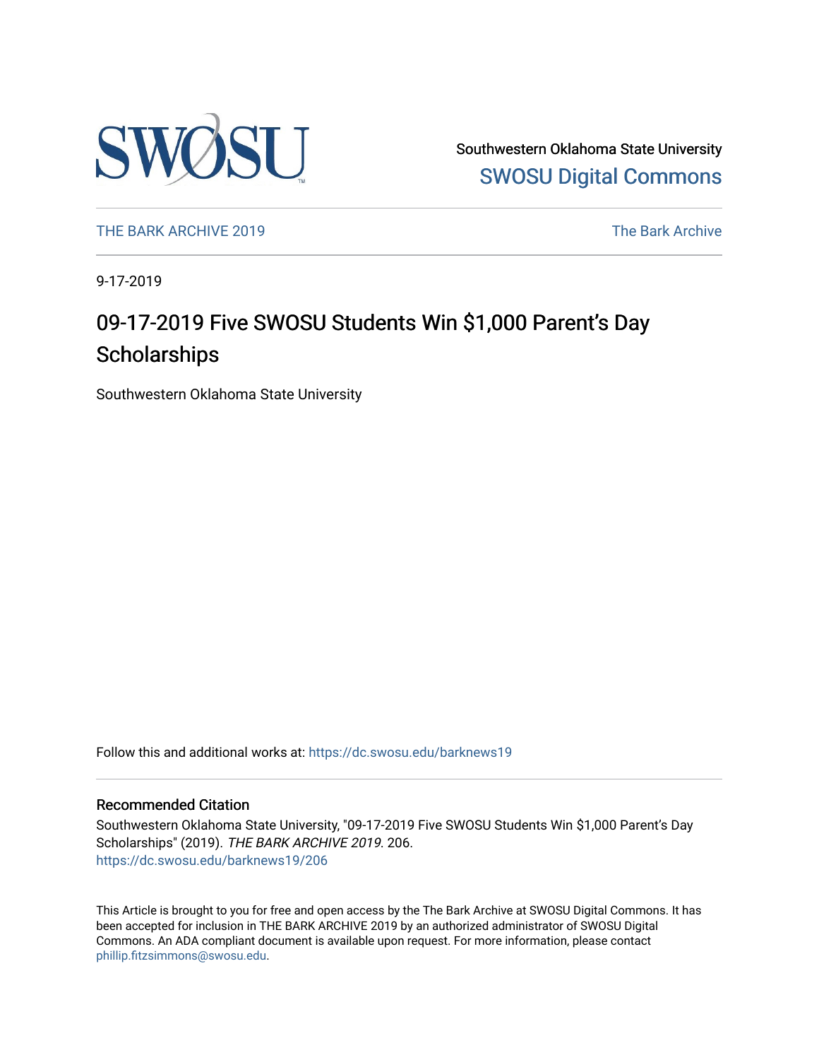Southwestern Oklahoma State University

SWOSU Digital Commons

THE BARK ARCHIVE 2019

The Bark Archive

9-17-2019

# 09-17-2019 Five SWOSU Students Win $1,000 Parent's Day Scholarships

Southwestern Oklahoma State University

Follow this and additional works at: https://dc.swosu.edu/barknews19

### Recommended Citation

Southwestern Oklahoma State University, "09-17-2019 Five SWOSU Students Win $1,000 Parent's Day Scholarships" (2019). *THE BARK ARCHIVE 2019*. 206.
https://dc.swosu.edu/barknews19/206

This Article is brought to you for free and open access by the The Bark Archive at SWOSU Digital Commons. It has been accepted for inclusion in THE BARK ARCHIVE 2019 by an authorized administrator of SWOSU Digital Commons. An ADA compliant document is available upon request. For more information, please contact phillip.fitzsimmons@swosu.edu.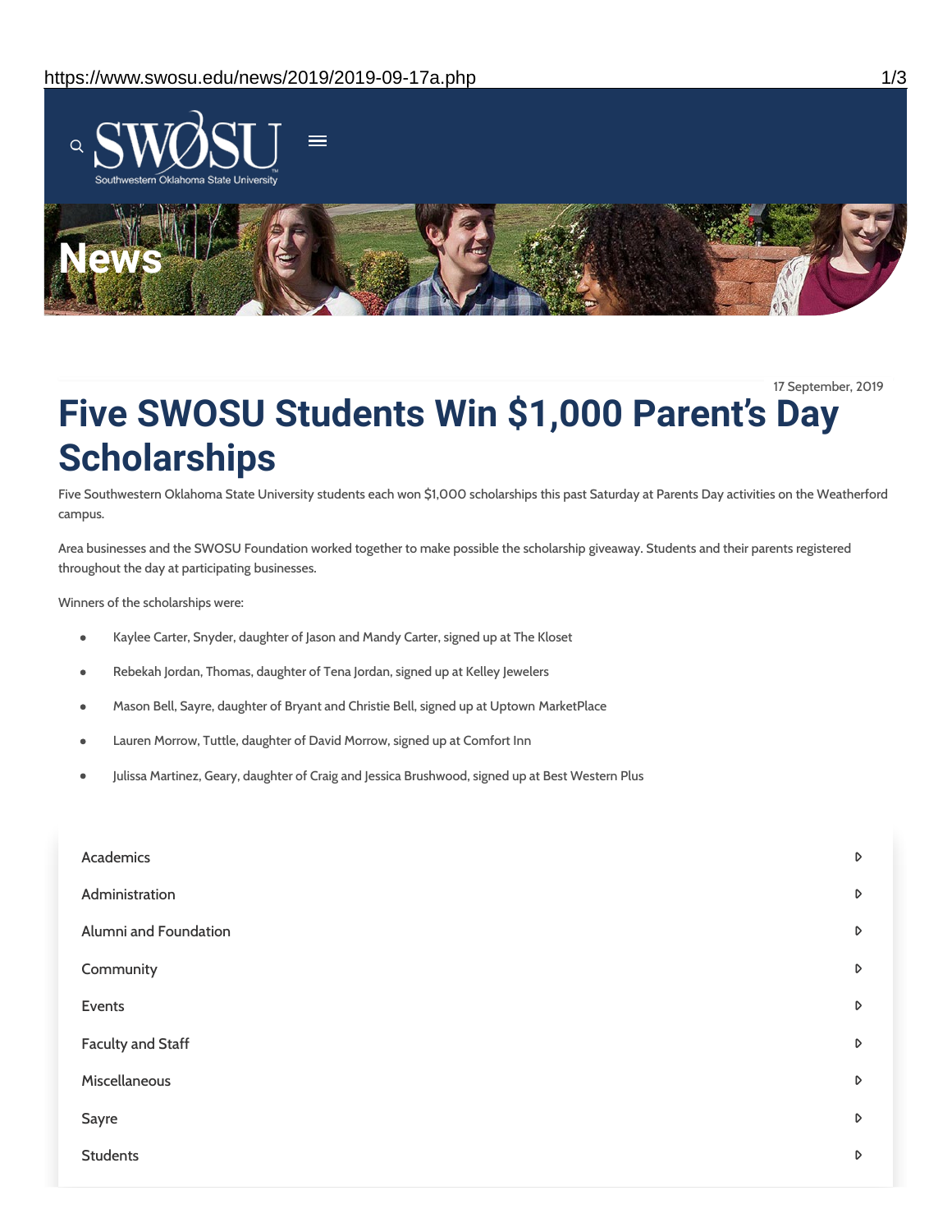17 September, 2019

# Five SWOSU Students Win $1,000 Parent's Day Scholarships

Five Southwestern Oklahoma State University students each won $1,000 scholarships this past Saturday at Parents Day activities on the Weatherford campus.

Area businesses and the SWOSU Foundation worked together to make possible the scholarship giveaway. Students and their parents registered throughout the day at participating businesses.

Winners of the scholarships were:

- Kaylee Carter, Snyder, daughter of Jason and Mandy Carter, signed up at The Kloset
- Rebekah Jordan, Thomas, daughter of Tena Jordan, signed up at Kelley Jewelers
- Mason Bell, Sayre, daughter of Bryant and Christie Bell, signed up at Uptown MarketPlace
- Lauren Morrow, Tuttle, daughter of David Morrow, signed up at Comfort Inn
- Julissa Martinez, Geary, daughter of Craig and Jessica Brushwood, signed up at Best Western Plus

- Academics
- Administration
- Alumni and Foundation
- Community
- Events
- Faculty and Staff
- Miscellaneous
- Sayre
- Students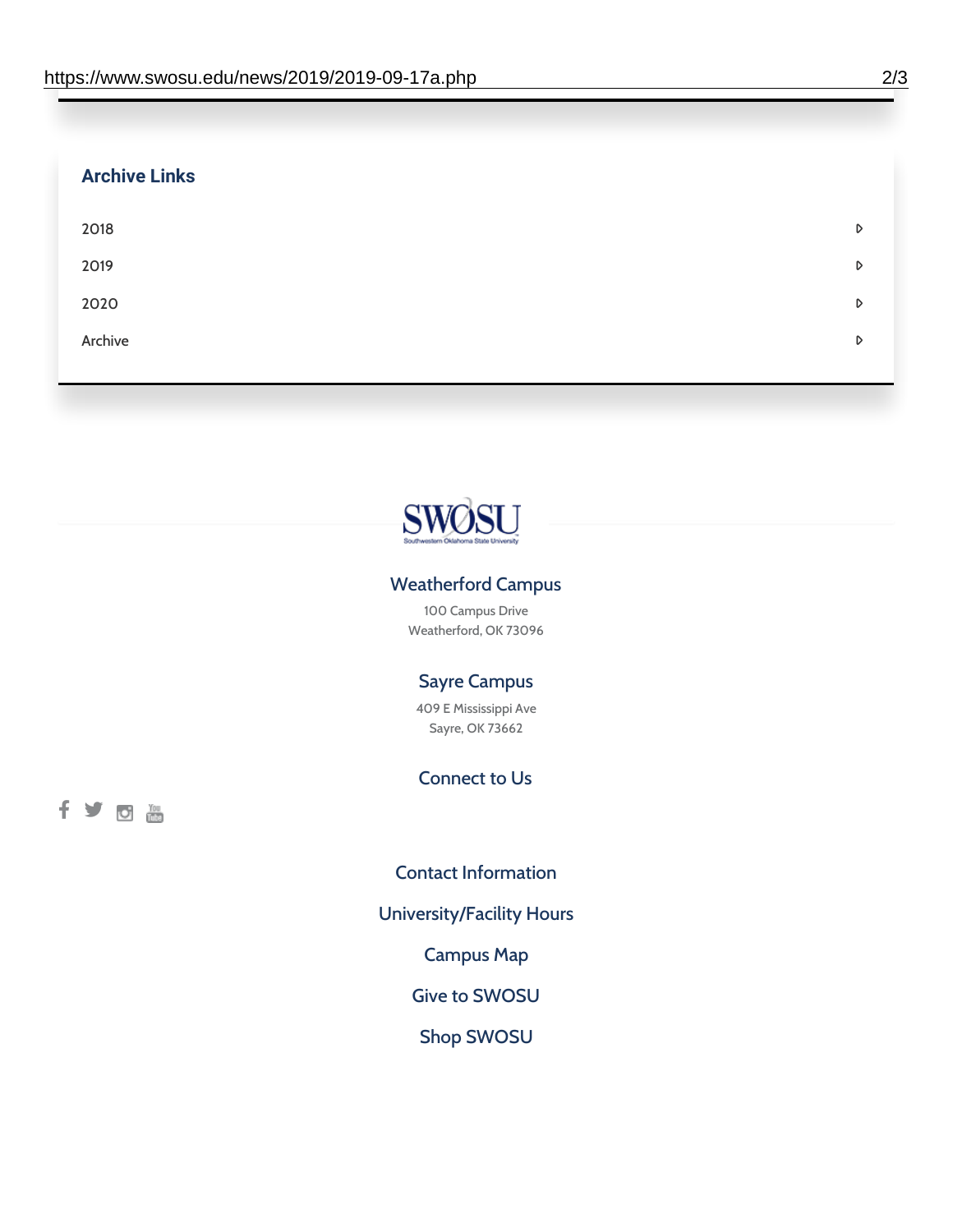## Archive Links

- 2018
- 2019
- 2020
- Archive

SWOSU

Southwestern Oklahoma State University

### Weatherford Campus

100 Campus Drive
Weatherford, OK 73096

### Sayre Campus

409 E Mississippi Ave
Sayre, OK 73662

### Connect to Us

Contact Information

University/Facility Hours

Campus Map

Give to SWOSU

Shop SWOSU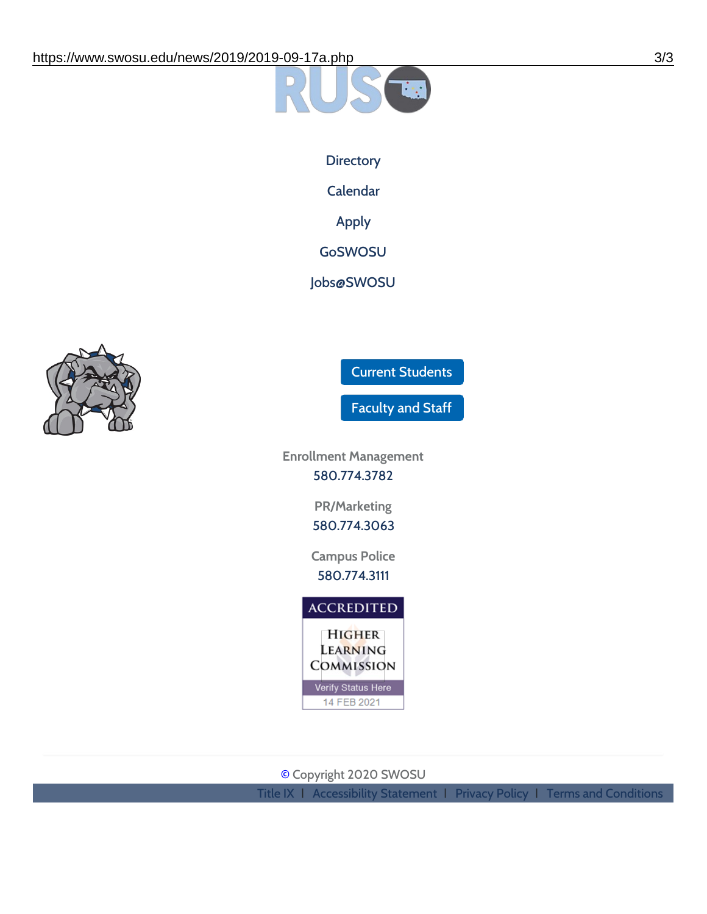Directory

Calendar

Apply

GoSWOSU

Jobs@SWOSU

Current Students

Faculty and Staff

Enrollment Management

580.774.3782

PR/Marketing

580.774.3063

Campus Police

580.774.3111

ACCREDITED

HIGHER LEARNING COMMISSION

Verify Status Here

14 FEB 2021

© Copyright 2020 SWOSU

Title IX | Accessibility Statement | Privacy Policy | Terms and Conditions